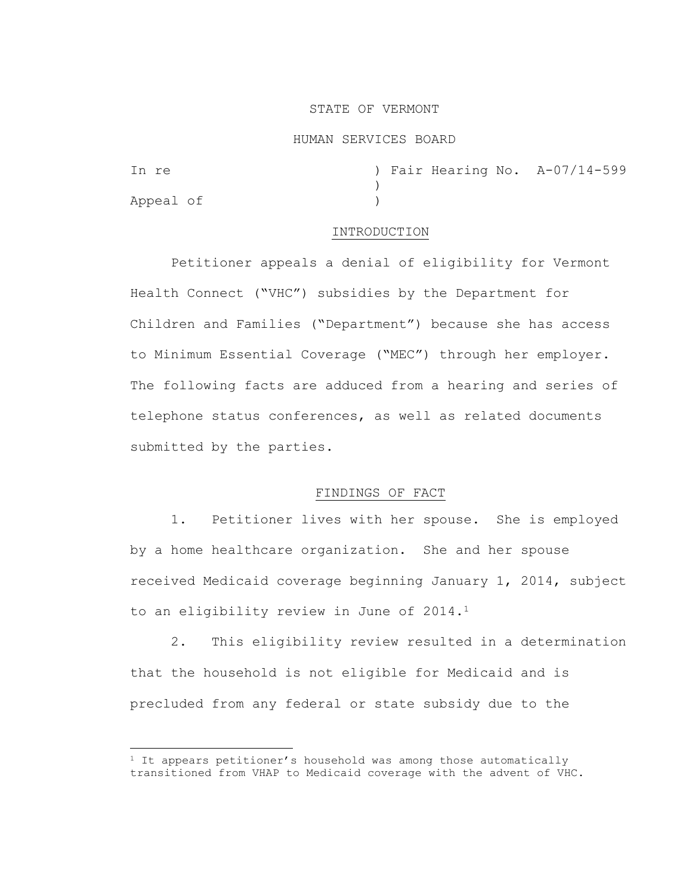STATE OF VERMONT

HUMAN SERVICES BOARD

In re ) Fair Hearing No. A-07/14-599
)
Appeal of )

## INTRODUCTION

Petitioner appeals a denial of eligibility for Vermont Health Connect ("VHC") subsidies by the Department for Children and Families ("Department") because she has access to Minimum Essential Coverage ("MEC") through her employer. The following facts are adduced from a hearing and series of telephone status conferences, as well as related documents submitted by the parties.

## FINDINGS OF FACT

1. Petitioner lives with her spouse. She is employed by a home healthcare organization. She and her spouse received Medicaid coverage beginning January 1, 2014, subject to an eligibility review in June of 2014.[1]

2. This eligibility review resulted in a determination that the household is not eligible for Medicaid and is precluded from any federal or state subsidy due to the

[1] It appears petitioner's household was among those automatically transitioned from VHAP to Medicaid coverage with the advent of VHC.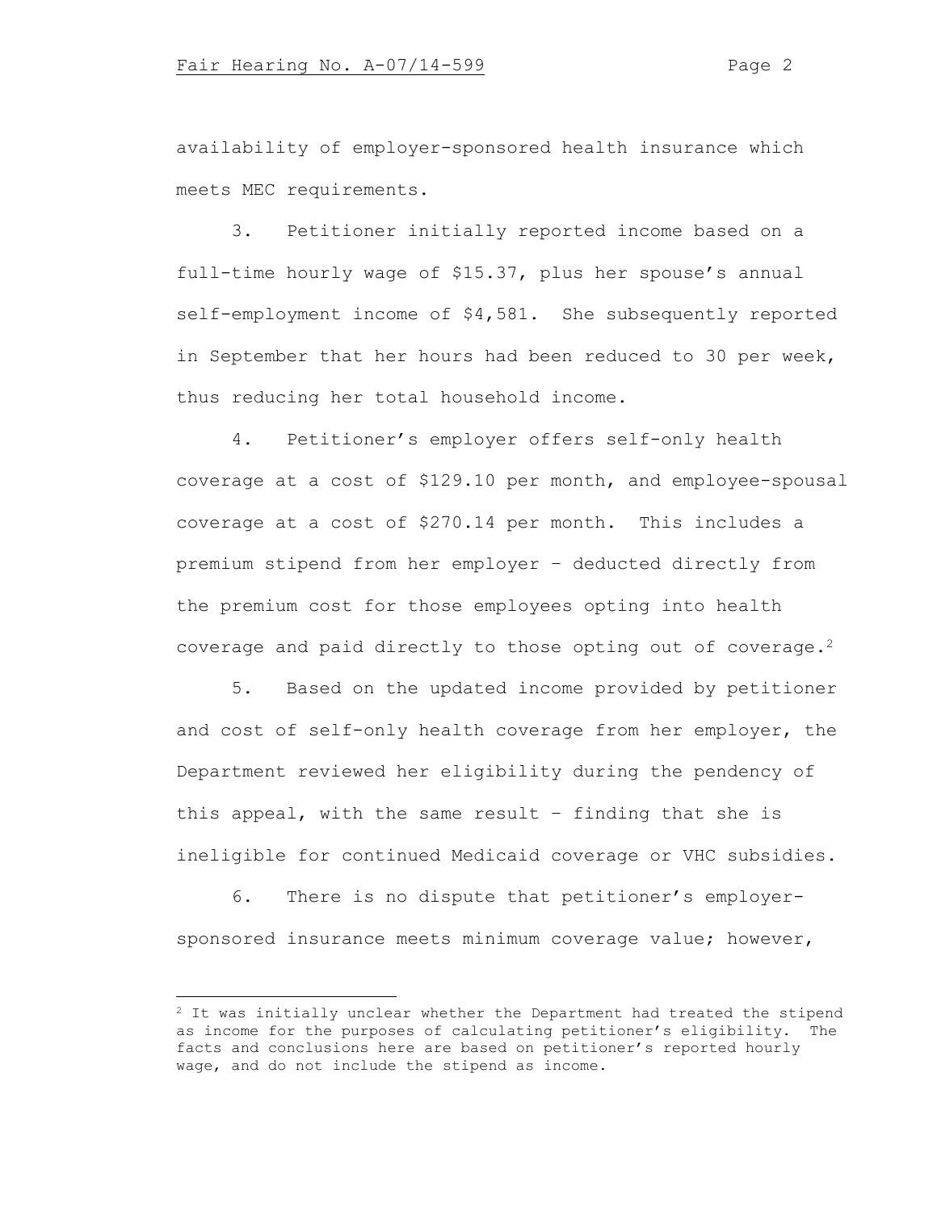availability of employer-sponsored health insurance which meets MEC requirements.

3. Petitioner initially reported income based on a full-time hourly wage of $15.37, plus her spouse's annual self-employment income of $4,581. She subsequently reported in September that her hours had been reduced to 30 per week, thus reducing her total household income.

4. Petitioner's employer offers self-only health coverage at a cost of $129.10 per month, and employee-spousal coverage at a cost of $270.14 per month. This includes a premium stipend from her employer – deducted directly from the premium cost for those employees opting into health coverage and paid directly to those opting out of coverage.[2]

5. Based on the updated income provided by petitioner and cost of self-only health coverage from her employer, the Department reviewed her eligibility during the pendency of this appeal, with the same result – finding that she is ineligible for continued Medicaid coverage or VHC subsidies.

6. There is no dispute that petitioner's employer-sponsored insurance meets minimum coverage value; however,

---

[2] It was initially unclear whether the Department had treated the stipend as income for the purposes of calculating petitioner's eligibility. The facts and conclusions here are based on petitioner's reported hourly wage, and do not include the stipend as income.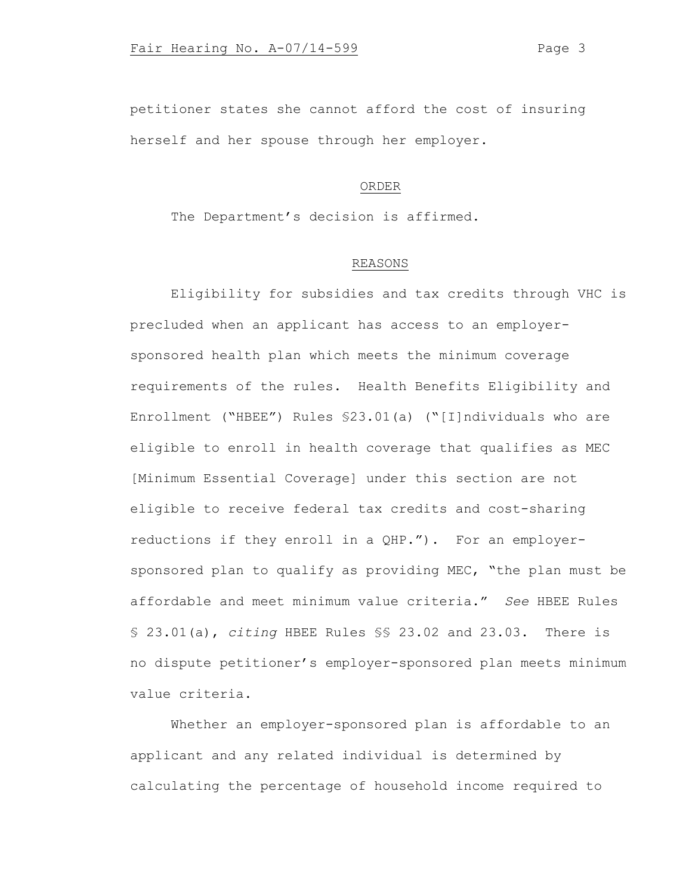petitioner states she cannot afford the cost of insuring herself and her spouse through her employer.

## ORDER

The Department's decision is affirmed.

## REASONS

Eligibility for subsidies and tax credits through VHC is precluded when an applicant has access to an employer-sponsored health plan which meets the minimum coverage requirements of the rules. Health Benefits Eligibility and Enrollment ("HBEE") Rules §23.01(a) ("[I]ndividuals who are eligible to enroll in health coverage that qualifies as MEC [Minimum Essential Coverage] under this section are not eligible to receive federal tax credits and cost-sharing reductions if they enroll in a QHP."). For an employer-sponsored plan to qualify as providing MEC, "the plan must be affordable and meet minimum value criteria." *See* HBEE Rules § 23.01(a), *citing* HBEE Rules §§ 23.02 and 23.03. There is no dispute petitioner's employer-sponsored plan meets minimum value criteria.

Whether an employer-sponsored plan is affordable to an applicant and any related individual is determined by calculating the percentage of household income required to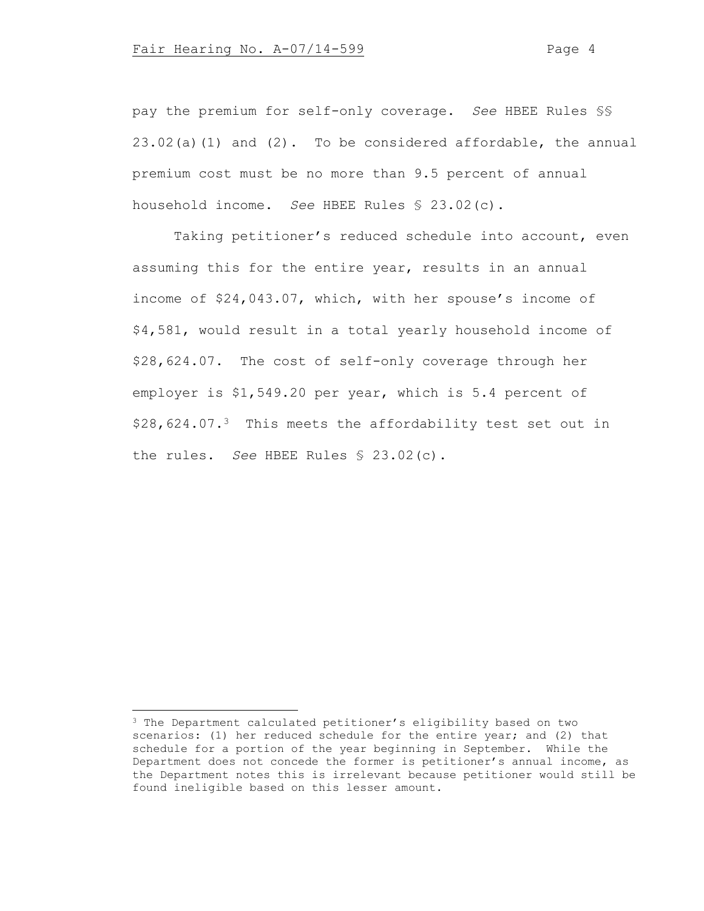pay the premium for self-only coverage. *See* HBEE Rules §§ 23.02(a)(1) and (2). To be considered affordable, the annual premium cost must be no more than 9.5 percent of annual household income. *See* HBEE Rules § 23.02(c).

Taking petitioner's reduced schedule into account, even assuming this for the entire year, results in an annual income of $24,043.07, which, with her spouse's income of $4,581, would result in a total yearly household income of $28,624.07. The cost of self-only coverage through her employer is $1,549.20 per year, which is 5.4 percent of $28,624.07.[3] This meets the affordability test set out in the rules. *See* HBEE Rules § 23.02(c).

---

[3] The Department calculated petitioner's eligibility based on two scenarios: (1) her reduced schedule for the entire year; and (2) that schedule for a portion of the year beginning in September. While the Department does not concede the former is petitioner's annual income, as the Department notes this is irrelevant because petitioner would still be found ineligible based on this lesser amount.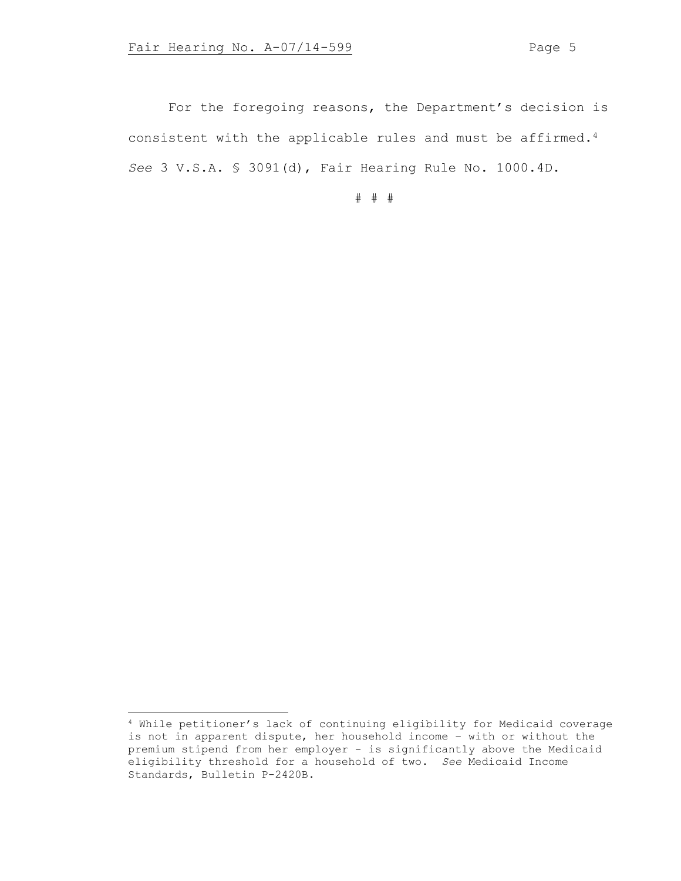For the foregoing reasons, the Department's decision is consistent with the applicable rules and must be affirmed.[4] *See* 3 V.S.A. § 3091(d), Fair Hearing Rule No. 1000.4D.

# # #

[4] While petitioner's lack of continuing eligibility for Medicaid coverage is not in apparent dispute, her household income – with or without the premium stipend from her employer - is significantly above the Medicaid eligibility threshold for a household of two. *See* Medicaid Income Standards, Bulletin P-2420B.